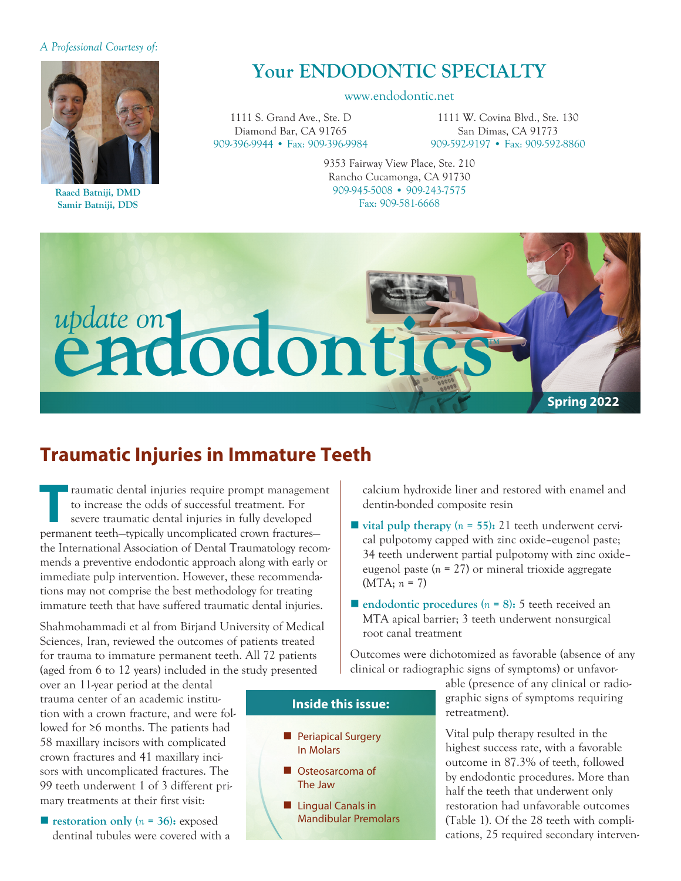A Professional Courtesy of:

Raaed Batniji, DMD
Samir Batniji, DDS

# Your ENDODONTIC SPECIALTY

www.endodontic.net

1111 S. Grand Ave., Ste. D
Diamond Bar, CA 91765
909-396-9944 • Fax: 909-396-9984

1111 W. Covina Blvd., Ste. 130
San Dimas, CA 91773
909-592-9197 • Fax: 909-592-8860

9353 Fairway View Place, Ste. 210
Rancho Cucamonga, CA 91730
909-945-5008 • 909-243-7575
Fax: 909-581-6668

*update on* **endodontics**™

Spring 2022

## Traumatic Injuries in Immature Teeth

Traumatic dental injuries require prompt management to increase the odds of successful treatment. For severe traumatic dental injuries in fully developed permanent teeth—typically uncomplicated crown fractures—the International Association of Dental Traumatology recommends a preventive endodontic approach along with early or immediate pulp intervention. However, these recommendations may not comprise the best methodology for treating immature teeth that have suffered traumatic dental injuries.

Shahmohammadi et al from Birjand University of Medical Sciences, Iran, reviewed the outcomes of patients treated for trauma to immature permanent teeth. All 72 patients (aged from 6 to 12 years) included in the study presented over an 11-year period at the dental trauma center of an academic institution with a crown fracture, and were followed for ≥6 months. The patients had 58 maxillary incisors with complicated crown fractures and 41 maxillary incisors with uncomplicated fractures. The 99 teeth underwent 1 of 3 different primary treatments at their first visit:

- **restoration only (*n* = 36):** exposed dentinal tubules were covered with a calcium hydroxide liner and restored with enamel and dentin-bonded composite resin
- **vital pulp therapy (*n* = 55):** 21 teeth underwent cervical pulpotomy capped with zinc oxide–eugenol paste; 34 teeth underwent partial pulpotomy with zinc oxide–eugenol paste (*n* = 27) or mineral trioxide aggregate (MTA; *n* = 7)
- **endodontic procedures (*n* = 8):** 5 teeth received an MTA apical barrier; 3 teeth underwent nonsurgical root canal treatment

Outcomes were dichotomized as favorable (absence of any clinical or radiographic signs of symptoms) or unfavorable (presence of any clinical or radiographic signs of symptoms requiring retreatment).

Vital pulp therapy resulted in the highest success rate, with a favorable outcome in 87.3% of teeth, followed by endodontic procedures. More than half the teeth that underwent only restoration had unfavorable outcomes (Table 1). Of the 28 teeth with complications, 25 required secondary interven-

**Inside this issue:**

- Periapical Surgery In Molars
- Osteosarcoma of The Jaw
- Lingual Canals in Mandibular Premolars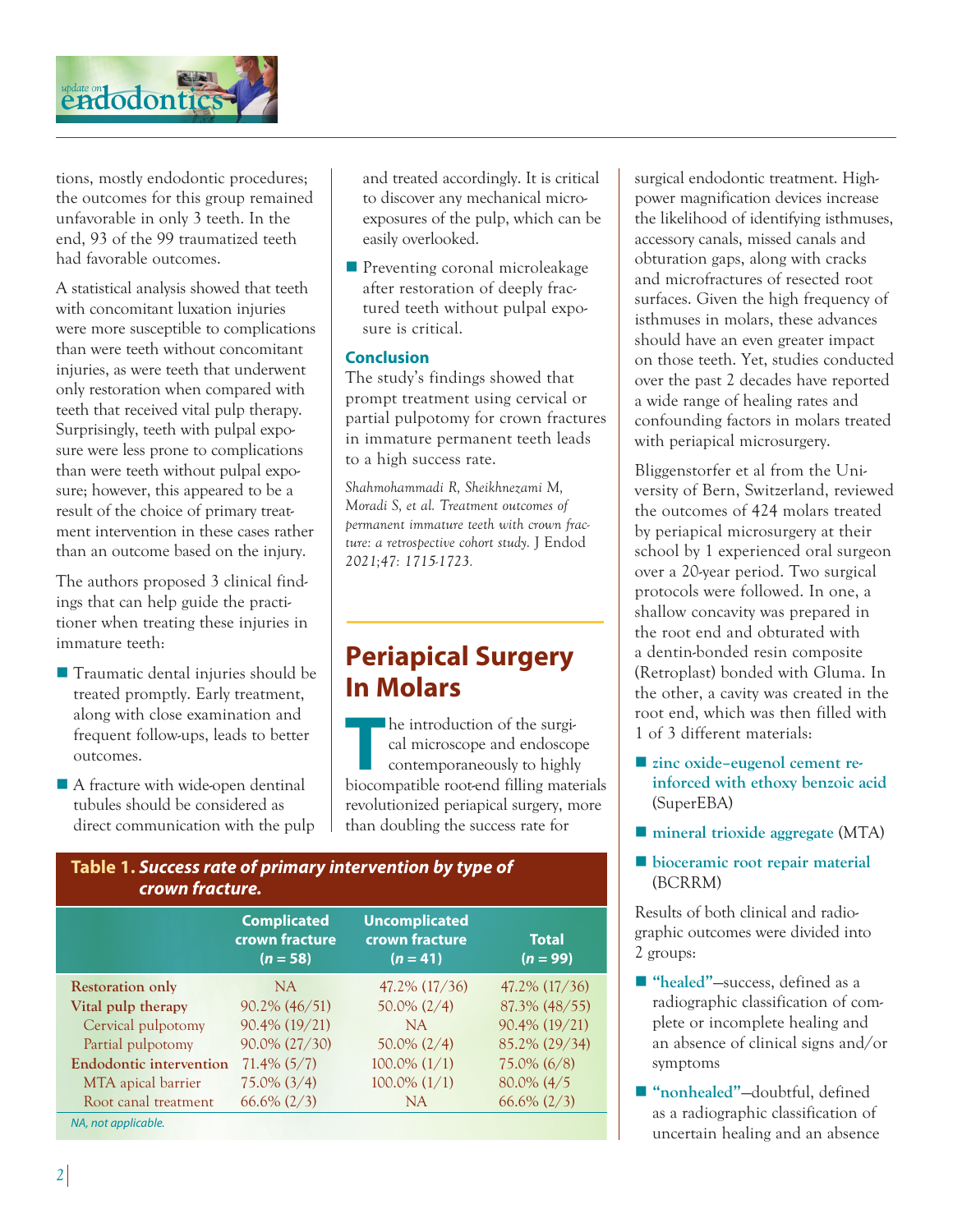tions, mostly endodontic procedures; the outcomes for this group remained unfavorable in only 3 teeth. In the end, 93 of the 99 traumatized teeth had favorable outcomes.

A statistical analysis showed that teeth with concomitant luxation injuries were more susceptible to complications than were teeth without concomitant injuries, as were teeth that underwent only restoration when compared with teeth that received vital pulp therapy. Surprisingly, teeth with pulpal exposure were less prone to complications than were teeth without pulpal exposure; however, this appeared to be a result of the choice of primary treatment intervention in these cases rather than an outcome based on the injury.

The authors proposed 3 clinical findings that can help guide the practitioner when treating these injuries in immature teeth:

- Traumatic dental injuries should be treated promptly. Early treatment, along with close examination and frequent follow-ups, leads to better outcomes.
- A fracture with wide-open dentinal tubules should be considered as direct communication with the pulp and treated accordingly. It is critical to discover any mechanical microexposures of the pulp, which can be easily overlooked.
- Preventing coronal microleakage after restoration of deeply fractured teeth without pulpal exposure is critical.

### Conclusion

The study's findings showed that prompt treatment using cervical or partial pulpotomy for crown fractures in immature permanent teeth leads to a high success rate.

*Shahmohammadi R, Sheikhnezami M, Moradi S, et al. Treatment outcomes of permanent immature teeth with crown fracture: a retrospective cohort study.* J Endod *2021;47: 1715-1723.*

**Table 1. *Success rate of primary intervention by type of crown fracture.***

| | Complicated crown fracture (*n* = 58) | Uncomplicated crown fracture (*n* = 41) | Total (*n* = 99) |
|---|---|---|---|
| **Restoration only** | NA | 47.2% (17/36) | 47.2% (17/36) |
| **Vital pulp therapy** | 90.2% (46/51) | 50.0% (2/4) | 87.3% (48/55) |
| Cervical pulpotomy | 90.4% (19/21) | NA | 90.4% (19/21) |
| Partial pulpotomy | 90.0% (27/30) | 50.0% (2/4) | 85.2% (29/34) |
| **Endodontic intervention** | 71.4% (5/7) | 100.0% (1/1) | 75.0% (6/8) |
| MTA apical barrier | 75.0% (3/4) | 100.0% (1/1) | 80.0% (4/5 |
| Root canal treatment | 66.6% (2/3) | NA | 66.6% (2/3) |

*NA, not applicable.*

## Periapical Surgery In Molars

The introduction of the surgical microscope and endoscope contemporaneously to highly biocompatible root-end filling materials revolutionized periapical surgery, more than doubling the success rate for surgical endodontic treatment. High-power magnification devices increase the likelihood of identifying isthmuses, accessory canals, missed canals and obturation gaps, along with cracks and microfractures of resected root surfaces. Given the high frequency of isthmuses in molars, these advances should have an even greater impact on those teeth. Yet, studies conducted over the past 2 decades have reported a wide range of healing rates and confounding factors in molars treated with periapical microsurgery.

Bliggenstorfer et al from the University of Bern, Switzerland, reviewed the outcomes of 424 molars treated by periapical microsurgery at their school by 1 experienced oral surgeon over a 20-year period. Two surgical protocols were followed. In one, a shallow concavity was prepared in the root end and obturated with a dentin-bonded resin composite (Retroplast) bonded with Gluma. In the other, a cavity was created in the root end, which was then filled with 1 of 3 different materials:

- **zinc oxide–eugenol cement reinforced with ethoxy benzoic acid** (SuperEBA)
- **mineral trioxide aggregate** (MTA)
- **bioceramic root repair material** (BCRRM)

Results of both clinical and radiographic outcomes were divided into 2 groups:

- **"healed"**—success, defined as a radiographic classification of complete or incomplete healing and an absence of clinical signs and/or symptoms
- **"nonhealed"**—doubtful, defined as a radiographic classification of uncertain healing and an absence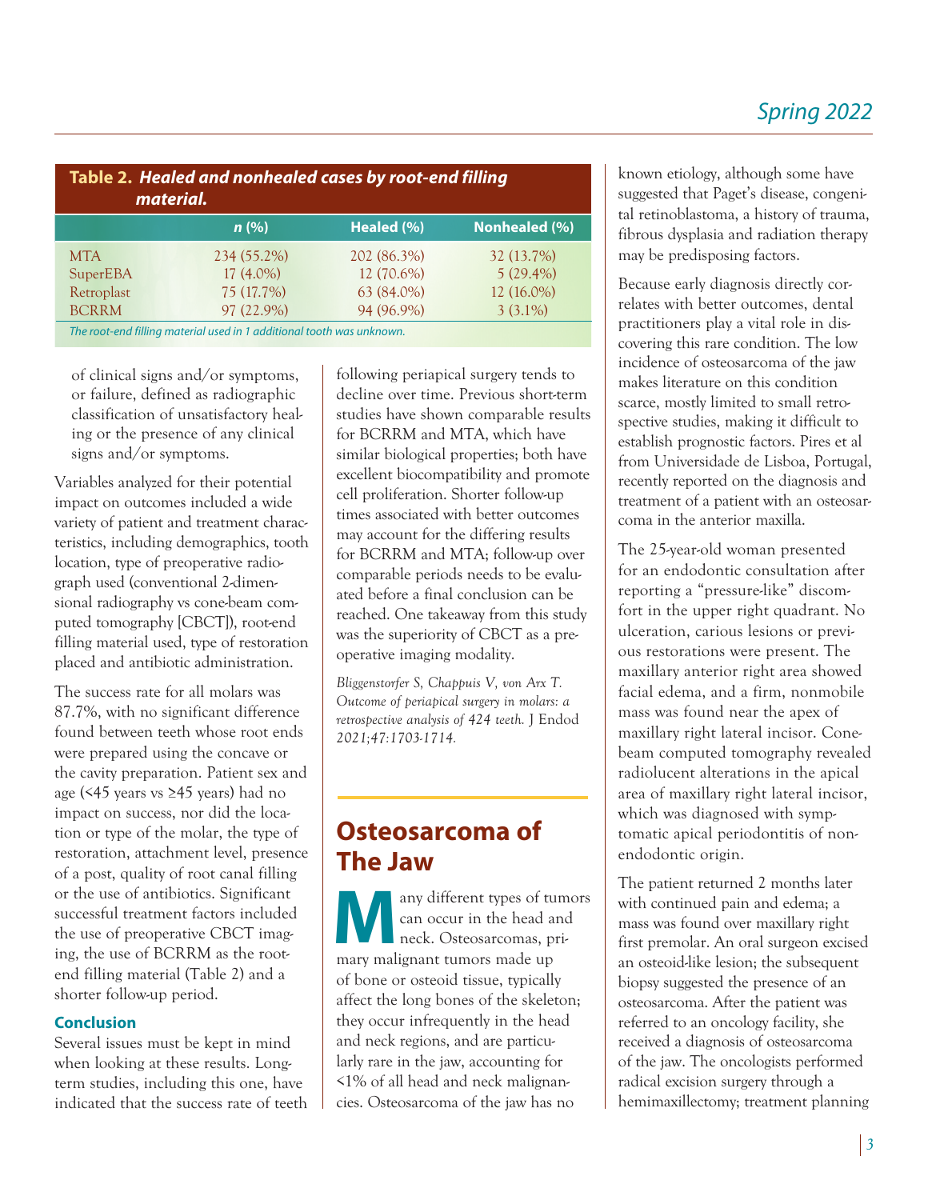**Table 2. *Healed and nonhealed cases by root-end filling material.***

| | *n* (%) | Healed (%) | Nonhealed (%) |
|---|---|---|---|
| MTA | 234 (55.2%) | 202 (86.3%) | 32 (13.7%) |
| SuperEBA | 17 (4.0%) | 12 (70.6%) | 5 (29.4%) |
| Retroplast | 75 (17.7%) | 63 (84.0%) | 12 (16.0%) |
| BCRRM | 97 (22.9%) | 94 (96.9%) | 3 (3.1%) |

*The root-end filling material used in 1 additional tooth was unknown.*

of clinical signs and/or symptoms, or failure, defined as radiographic classification of unsatisfactory healing or the presence of any clinical signs and/or symptoms.

Variables analyzed for their potential impact on outcomes included a wide variety of patient and treatment characteristics, including demographics, tooth location, type of preoperative radiograph used (conventional 2-dimensional radiography vs cone-beam computed tomography [CBCT]), root-end filling material used, type of restoration placed and antibiotic administration.

The success rate for all molars was 87.7%, with no significant difference found between teeth whose root ends were prepared using the concave or the cavity preparation. Patient sex and age (<45 years vs ≥45 years) had no impact on success, nor did the location or type of the molar, the type of restoration, attachment level, presence of a post, quality of root canal filling or the use of antibiotics. Significant successful treatment factors included the use of preoperative CBCT imaging, the use of BCRRM as the root-end filling material (Table 2) and a shorter follow-up period.

### Conclusion

Several issues must be kept in mind when looking at these results. Long-term studies, including this one, have indicated that the success rate of teeth following periapical surgery tends to decline over time. Previous short-term studies have shown comparable results for BCRRM and MTA, which have similar biological properties; both have excellent biocompatibility and promote cell proliferation. Shorter follow-up times associated with better outcomes may account for the differing results for BCRRM and MTA; follow-up over comparable periods needs to be evaluated before a final conclusion can be reached. One takeaway from this study was the superiority of CBCT as a preoperative imaging modality.

*Bliggenstorfer S, Chappuis V, von Arx T. Outcome of periapical surgery in molars: a retrospective analysis of 424 teeth.* J Endod *2021;47:1703-1714.*

## Osteosarcoma of The Jaw

Many different types of tumors can occur in the head and neck. Osteosarcomas, primary malignant tumors made up of bone or osteoid tissue, typically affect the long bones of the skeleton; they occur infrequently in the head and neck regions, and are particularly rare in the jaw, accounting for <1% of all head and neck malignancies. Osteosarcoma of the jaw has no known etiology, although some have suggested that Paget's disease, congenital retinoblastoma, a history of trauma, fibrous dysplasia and radiation therapy may be predisposing factors.

Because early diagnosis directly correlates with better outcomes, dental practitioners play a vital role in discovering this rare condition. The low incidence of osteosarcoma of the jaw makes literature on this condition scarce, mostly limited to small retrospective studies, making it difficult to establish prognostic factors. Pires et al from Universidade de Lisboa, Portugal, recently reported on the diagnosis and treatment of a patient with an osteosarcoma in the anterior maxilla.

The 25-year-old woman presented for an endodontic consultation after reporting a "pressure-like" discomfort in the upper right quadrant. No ulceration, carious lesions or previous restorations were present. The maxillary anterior right area showed facial edema, and a firm, nonmobile mass was found near the apex of maxillary right lateral incisor. Cone-beam computed tomography revealed radiolucent alterations in the apical area of maxillary right lateral incisor, which was diagnosed with symptomatic apical periodontitis of non-endodontic origin.

The patient returned 2 months later with continued pain and edema; a mass was found over maxillary right first premolar. An oral surgeon excised an osteoid-like lesion; the subsequent biopsy suggested the presence of an osteosarcoma. After the patient was referred to an oncology facility, she received a diagnosis of osteosarcoma of the jaw. The oncologists performed radical excision surgery through a hemimaxillectomy; treatment planning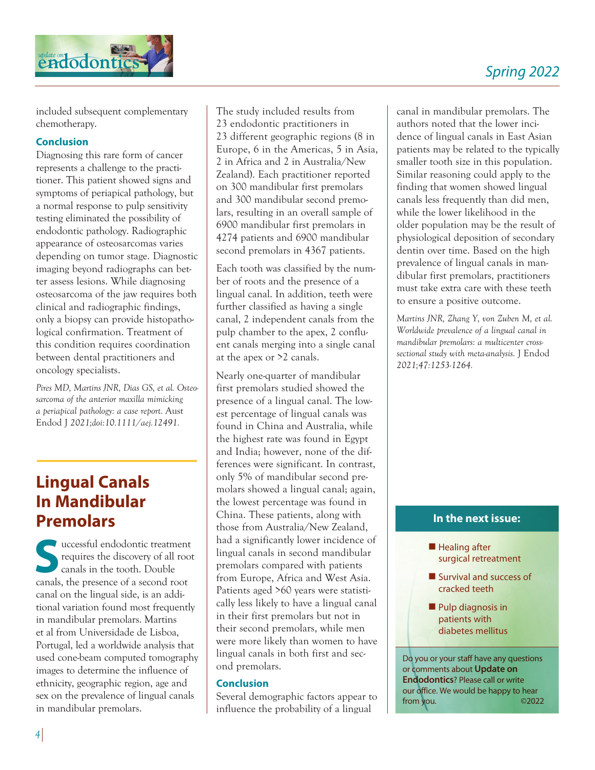included subsequent complementary chemotherapy.

### Conclusion

Diagnosing this rare form of cancer represents a challenge to the practitioner. This patient showed signs and symptoms of periapical pathology, but a normal response to pulp sensitivity testing eliminated the possibility of endodontic pathology. Radiographic appearance of osteosarcomas varies depending on tumor stage. Diagnostic imaging beyond radiographs can better assess lesions. While diagnosing osteosarcoma of the jaw requires both clinical and radiographic findings, only a biopsy can provide histopathological confirmation. Treatment of this condition requires coordination between dental practitioners and oncology specialists.

*Pires MD, Martins JNR, Dias GS, et al. Osteosarcoma of the anterior maxilla mimicking a periapical pathology: a case report.* Aust Endod J *2021;doi:10.1111/aej.12491.*

## Lingual Canals In Mandibular Premolars

Successful endodontic treatment requires the discovery of all root canals in the tooth. Double canals, the presence of a second root canal on the lingual side, is an additional variation found most frequently in mandibular premolars. Martins et al from Universidade de Lisboa, Portugal, led a worldwide analysis that used cone-beam computed tomography images to determine the influence of ethnicity, geographic region, age and sex on the prevalence of lingual canals in mandibular premolars.

The study included results from 23 endodontic practitioners in 23 different geographic regions (8 in Europe, 6 in the Americas, 5 in Asia, 2 in Africa and 2 in Australia/New Zealand). Each practitioner reported on 300 mandibular first premolars and 300 mandibular second premolars, resulting in an overall sample of 6900 mandibular first premolars in 4274 patients and 6900 mandibular second premolars in 4367 patients.

Each tooth was classified by the number of roots and the presence of a lingual canal. In addition, teeth were further classified as having a single canal, 2 independent canals from the pulp chamber to the apex, 2 confluent canals merging into a single canal at the apex or >2 canals.

Nearly one-quarter of mandibular first premolars studied showed the presence of a lingual canal. The lowest percentage of lingual canals was found in China and Australia, while the highest rate was found in Egypt and India; however, none of the differences were significant. In contrast, only 5% of mandibular second premolars showed a lingual canal; again, the lowest percentage was found in China. These patients, along with those from Australia/New Zealand, had a significantly lower incidence of lingual canals in second mandibular premolars compared with patients from Europe, Africa and West Asia. Patients aged >60 years were statistically less likely to have a lingual canal in their first premolars but not in their second premolars, while men were more likely than women to have lingual canals in both first and second premolars.

### Conclusion

Several demographic factors appear to influence the probability of a lingual canal in mandibular premolars. The authors noted that the lower incidence of lingual canals in East Asian patients may be related to the typically smaller tooth size in this population. Similar reasoning could apply to the finding that women showed lingual canals less frequently than did men, while the lower likelihood in the older population may be the result of physiological deposition of secondary dentin over time. Based on the high prevalence of lingual canals in mandibular first premolars, practitioners must take extra care with these teeth to ensure a positive outcome.

*Martins JNR, Zhang Y, von Zuben M, et al. Worldwide prevalence of a lingual canal in mandibular premolars: a multicenter cross-sectional study with meta-analysis.* J Endod *2021;47:1253-1264.*

### In the next issue:

- Healing after surgical retreatment
- Survival and success of cracked teeth
- Pulp diagnosis in patients with diabetes mellitus

Do you or your staff have any questions or comments about **Update on Endodontics**? Please call or write our office. We would be happy to hear from you. ©2022